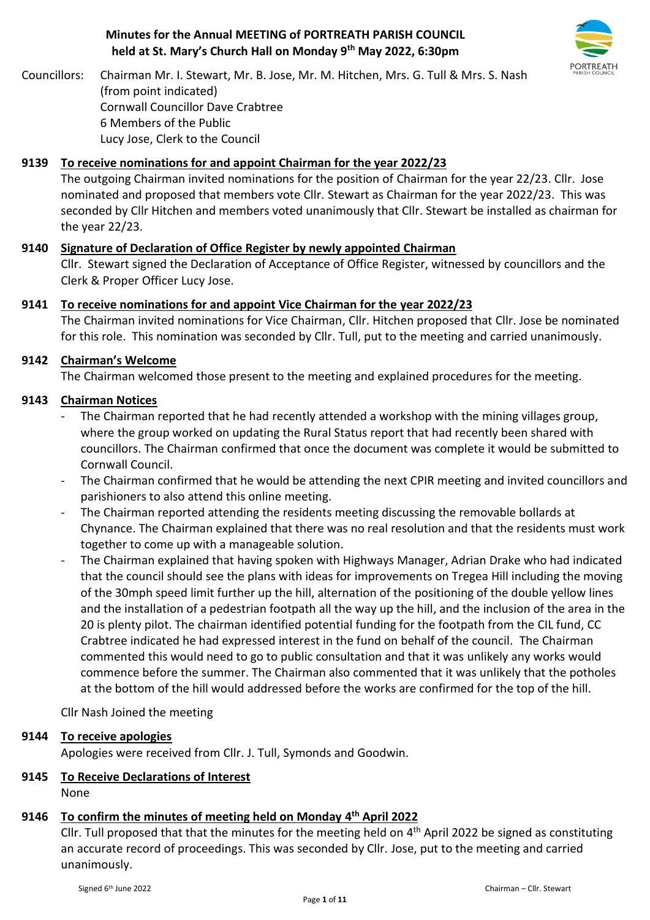# Minutes for the Annual MEETING of PORTREATH PARISH COUNCIL held at St. Mary's Church Hall on Monday 9th May 2022, 6:30pm

Councillors: Chairman Mr. I. Stewart, Mr. B. Jose, Mr. M. Hitchen, Mrs. G. Tull & Mrs. S. Nash (from point indicated)
Cornwall Councillor Dave Crabtree
6 Members of the Public
Lucy Jose, Clerk to the Council

**9139 To receive nominations for and appoint Chairman for the year 2022/23**

The outgoing Chairman invited nominations for the position of Chairman for the year 22/23. Cllr. Jose nominated and proposed that members vote Cllr. Stewart as Chairman for the year 2022/23. This was seconded by Cllr Hitchen and members voted unanimously that Cllr. Stewart be installed as chairman for the year 22/23.

**9140 Signature of Declaration of Office Register by newly appointed Chairman**

Cllr. Stewart signed the Declaration of Acceptance of Office Register, witnessed by councillors and the Clerk & Proper Officer Lucy Jose.

**9141 To receive nominations for and appoint Vice Chairman for the year 2022/23**

The Chairman invited nominations for Vice Chairman, Cllr. Hitchen proposed that Cllr. Jose be nominated for this role. This nomination was seconded by Cllr. Tull, put to the meeting and carried unanimously.

**9142 Chairman's Welcome**

The Chairman welcomed those present to the meeting and explained procedures for the meeting.

**9143 Chairman Notices**

- The Chairman reported that he had recently attended a workshop with the mining villages group, where the group worked on updating the Rural Status report that had recently been shared with councillors. The Chairman confirmed that once the document was complete it would be submitted to Cornwall Council.
- The Chairman confirmed that he would be attending the next CPIR meeting and invited councillors and parishioners to also attend this online meeting.
- The Chairman reported attending the residents meeting discussing the removable bollards at Chynance. The Chairman explained that there was no real resolution and that the residents must work together to come up with a manageable solution.
- The Chairman explained that having spoken with Highways Manager, Adrian Drake who had indicated that the council should see the plans with ideas for improvements on Tregea Hill including the moving of the 30mph speed limit further up the hill, alternation of the positioning of the double yellow lines and the installation of a pedestrian footpath all the way up the hill, and the inclusion of the area in the 20 is plenty pilot. The chairman identified potential funding for the footpath from the CIL fund, CC Crabtree indicated he had expressed interest in the fund on behalf of the council. The Chairman commented this would need to go to public consultation and that it was unlikely any works would commence before the summer. The Chairman also commented that it was unlikely that the potholes at the bottom of the hill would addressed before the works are confirmed for the top of the hill.

Cllr Nash Joined the meeting

**9144 To receive apologies**

Apologies were received from Cllr. J. Tull, Symonds and Goodwin.

**9145 To Receive Declarations of Interest**

None

**9146 To confirm the minutes of meeting held on Monday 4th April 2022**

Cllr. Tull proposed that that the minutes for the meeting held on 4th April 2022 be signed as constituting an accurate record of proceedings. This was seconded by Cllr. Jose, put to the meeting and carried unanimously.

Signed 6th June 2022 Chairman – Cllr. Stewart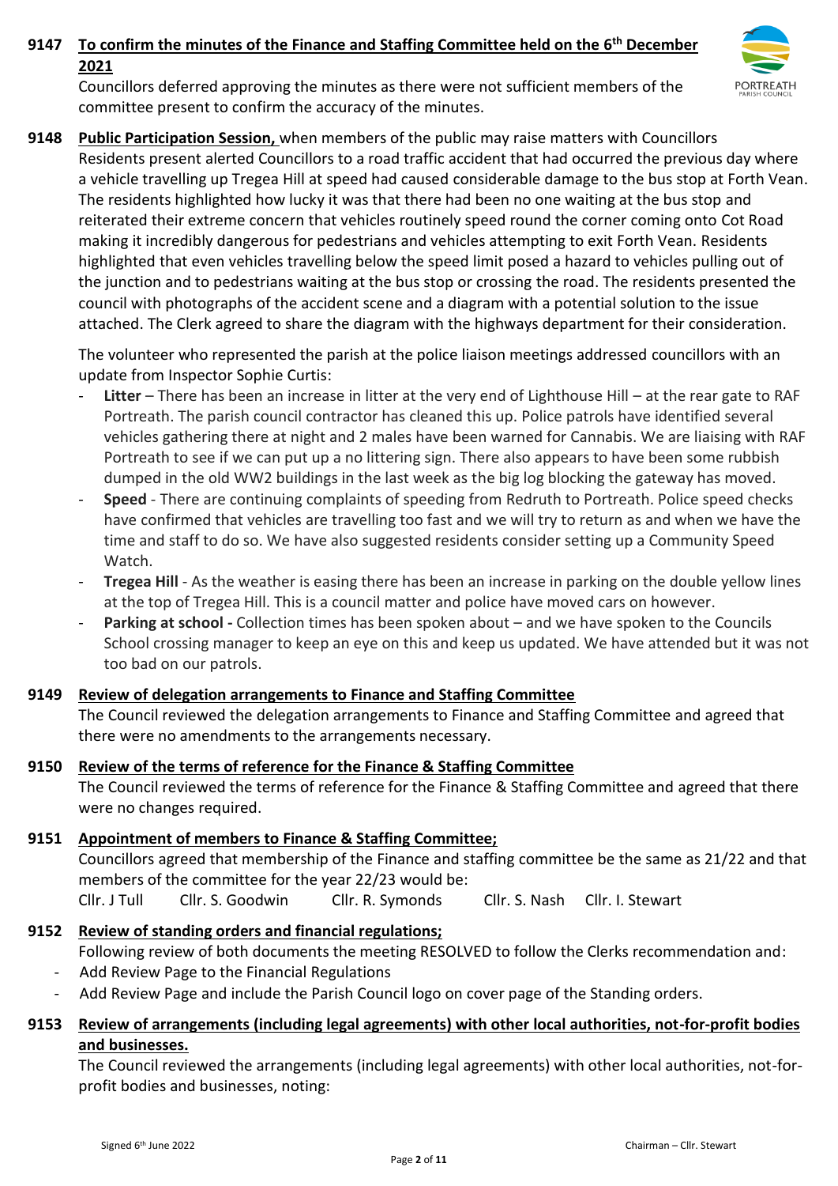**9147 To confirm the minutes of the Finance and Staffing Committee held on the 6th December 2021**

Councillors deferred approving the minutes as there were not sufficient members of the committee present to confirm the accuracy of the minutes.

**9148 Public Participation Session,** when members of the public may raise matters with Councillors

Residents present alerted Councillors to a road traffic accident that had occurred the previous day where a vehicle travelling up Tregea Hill at speed had caused considerable damage to the bus stop at Forth Vean. The residents highlighted how lucky it was that there had been no one waiting at the bus stop and reiterated their extreme concern that vehicles routinely speed round the corner coming onto Cot Road making it incredibly dangerous for pedestrians and vehicles attempting to exit Forth Vean. Residents highlighted that even vehicles travelling below the speed limit posed a hazard to vehicles pulling out of the junction and to pedestrians waiting at the bus stop or crossing the road. The residents presented the council with photographs of the accident scene and a diagram with a potential solution to the issue attached. The Clerk agreed to share the diagram with the highways department for their consideration.

The volunteer who represented the parish at the police liaison meetings addressed councillors with an update from Inspector Sophie Curtis:

- **Litter** – There has been an increase in litter at the very end of Lighthouse Hill – at the rear gate to RAF Portreath. The parish council contractor has cleaned this up. Police patrols have identified several vehicles gathering there at night and 2 males have been warned for Cannabis. We are liaising with RAF Portreath to see if we can put up a no littering sign. There also appears to have been some rubbish dumped in the old WW2 buildings in the last week as the big log blocking the gateway has moved.
- **Speed** - There are continuing complaints of speeding from Redruth to Portreath. Police speed checks have confirmed that vehicles are travelling too fast and we will try to return as and when we have the time and staff to do so. We have also suggested residents consider setting up a Community Speed Watch.
- **Tregea Hill** - As the weather is easing there has been an increase in parking on the double yellow lines at the top of Tregea Hill. This is a council matter and police have moved cars on however.
- **Parking at school -** Collection times has been spoken about – and we have spoken to the Councils School crossing manager to keep an eye on this and keep us updated. We have attended but it was not too bad on our patrols.

**9149 Review of delegation arrangements to Finance and Staffing Committee**

The Council reviewed the delegation arrangements to Finance and Staffing Committee and agreed that there were no amendments to the arrangements necessary.

**9150 Review of the terms of reference for the Finance & Staffing Committee**

The Council reviewed the terms of reference for the Finance & Staffing Committee and agreed that there were no changes required.

**9151 Appointment of members to Finance & Staffing Committee;**

Councillors agreed that membership of the Finance and staffing committee be the same as 21/22 and that members of the committee for the year 22/23 would be:

Cllr. J Tull    Cllr. S. Goodwin    Cllr. R. Symonds    Cllr. S. Nash    Cllr. I. Stewart

**9152 Review of standing orders and financial regulations;**

Following review of both documents the meeting RESOLVED to follow the Clerks recommendation and:

- Add Review Page to the Financial Regulations
- Add Review Page and include the Parish Council logo on cover page of the Standing orders.

**9153 Review of arrangements (including legal agreements) with other local authorities, not-for-profit bodies and businesses.**

The Council reviewed the arrangements (including legal agreements) with other local authorities, not-for-profit bodies and businesses, noting:

Signed 6th June 2022    Chairman – Cllr. Stewart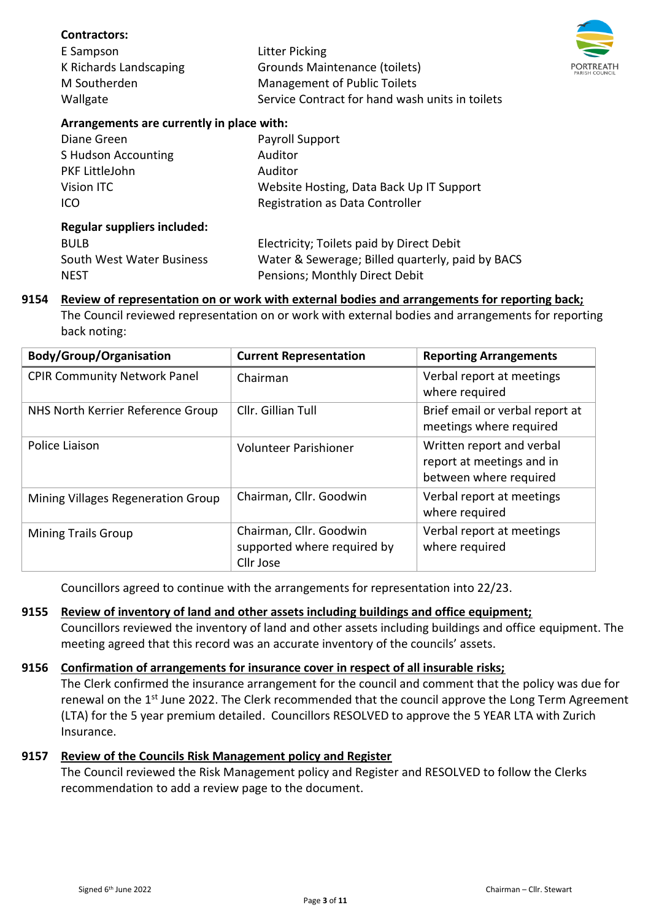**Contractors:**

| | |
|---|---|
| E Sampson | Litter Picking |
| K Richards Landscaping | Grounds Maintenance (toilets) |
| M Southerden | Management of Public Toilets |
| Wallgate | Service Contract for hand wash units in toilets |

**Arrangements are currently in place with:**

| | |
|---|---|
| Diane Green | Payroll Support |
| S Hudson Accounting | Auditor |
| PKF LittleJohn | Auditor |
| Vision ITC | Website Hosting, Data Back Up IT Support |
| ICO | Registration as Data Controller |

**Regular suppliers included:**

| | |
|---|---|
| BULB | Electricity; Toilets paid by Direct Debit |
| South West Water Business | Water & Sewerage; Billed quarterly, paid by BACS |
| NEST | Pensions; Monthly Direct Debit |

**9154 Review of representation on or work with external bodies and arrangements for reporting back;**

The Council reviewed representation on or work with external bodies and arrangements for reporting back noting:

| Body/Group/Organisation | Current Representation | Reporting Arrangements |
|---|---|---|
| CPIR Community Network Panel | Chairman | Verbal report at meetings where required |
| NHS North Kerrier Reference Group | Cllr. Gillian Tull | Brief email or verbal report at meetings where required |
| Police Liaison | Volunteer Parishioner | Written report and verbal report at meetings and in between where required |
| Mining Villages Regeneration Group | Chairman, Cllr. Goodwin | Verbal report at meetings where required |
| Mining Trails Group | Chairman, Cllr. Goodwin supported where required by Cllr Jose | Verbal report at meetings where required |

Councillors agreed to continue with the arrangements for representation into 22/23.

**9155 Review of inventory of land and other assets including buildings and office equipment;**

Councillors reviewed the inventory of land and other assets including buildings and office equipment. The meeting agreed that this record was an accurate inventory of the councils' assets.

**9156 Confirmation of arrangements for insurance cover in respect of all insurable risks;**

The Clerk confirmed the insurance arrangement for the council and comment that the policy was due for renewal on the 1st June 2022. The Clerk recommended that the council approve the Long Term Agreement (LTA) for the 5 year premium detailed. Councillors RESOLVED to approve the 5 YEAR LTA with Zurich Insurance.

**9157 Review of the Councils Risk Management policy and Register**

The Council reviewed the Risk Management policy and Register and RESOLVED to follow the Clerks recommendation to add a review page to the document.

Signed 6th June 2022 Chairman – Cllr. Stewart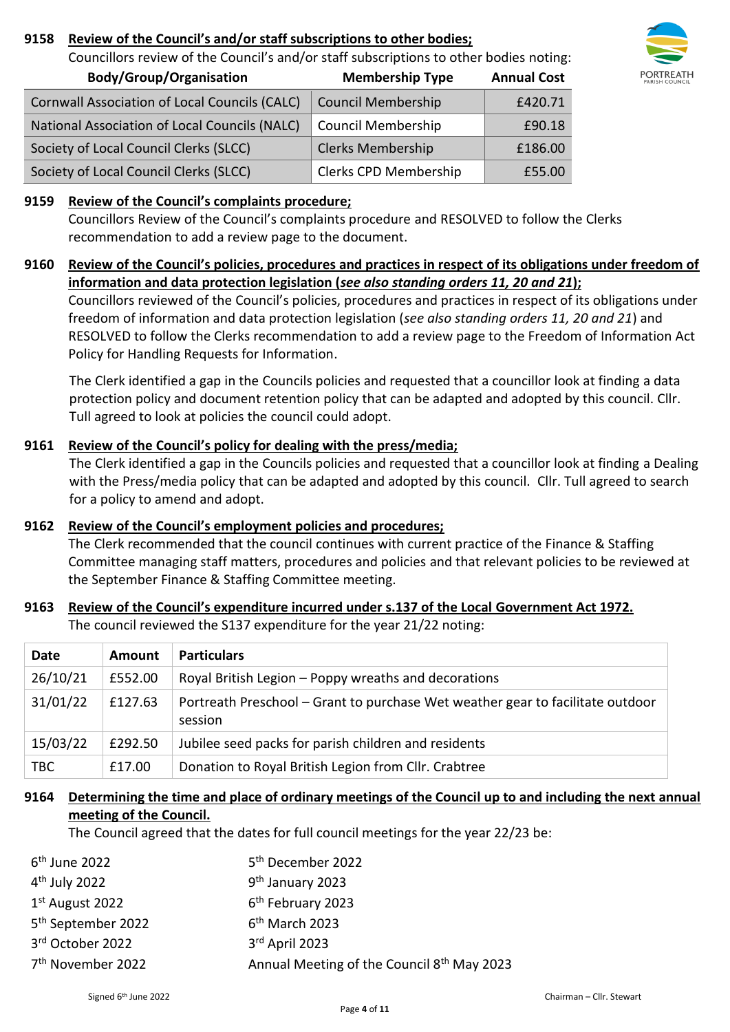**9158 Review of the Council's and/or staff subscriptions to other bodies;**

Councillors review of the Council's and/or staff subscriptions to other bodies noting:

| Body/Group/Organisation | Membership Type | Annual Cost |
|---|---|---|
| Cornwall Association of Local Councils (CALC) | Council Membership | £420.71 |
| National Association of Local Councils (NALC) | Council Membership | £90.18 |
| Society of Local Council Clerks (SLCC) | Clerks Membership | £186.00 |
| Society of Local Council Clerks (SLCC) | Clerks CPD Membership | £55.00 |

**9159 Review of the Council's complaints procedure;**

Councillors Review of the Council's complaints procedure and RESOLVED to follow the Clerks recommendation to add a review page to the document.

**9160 Review of the Council's policies, procedures and practices in respect of its obligations under freedom of information and data protection legislation (*see also standing orders 11, 20 and 21*);**

Councillors reviewed of the Council's policies, procedures and practices in respect of its obligations under freedom of information and data protection legislation (*see also standing orders 11, 20 and 21*) and RESOLVED to follow the Clerks recommendation to add a review page to the Freedom of Information Act Policy for Handling Requests for Information.

The Clerk identified a gap in the Councils policies and requested that a councillor look at finding a data protection policy and document retention policy that can be adapted and adopted by this council. Cllr. Tull agreed to look at policies the council could adopt.

**9161 Review of the Council's policy for dealing with the press/media;**

The Clerk identified a gap in the Councils policies and requested that a councillor look at finding a Dealing with the Press/media policy that can be adapted and adopted by this council. Cllr. Tull agreed to search for a policy to amend and adopt.

**9162 Review of the Council's employment policies and procedures;**

The Clerk recommended that the council continues with current practice of the Finance & Staffing Committee managing staff matters, procedures and policies and that relevant policies to be reviewed at the September Finance & Staffing Committee meeting.

**9163 Review of the Council's expenditure incurred under s.137 of the Local Government Act 1972.**

The council reviewed the S137 expenditure for the year 21/22 noting:

| Date | Amount | Particulars |
|---|---|---|
| 26/10/21 | £552.00 | Royal British Legion – Poppy wreaths and decorations |
| 31/01/22 | £127.63 | Portreath Preschool – Grant to purchase Wet weather gear to facilitate outdoor session |
| 15/03/22 | £292.50 | Jubilee seed packs for parish children and residents |
| TBC | £17.00 | Donation to Royal British Legion from Cllr. Crabtree |

**9164 Determining the time and place of ordinary meetings of the Council up to and including the next annual meeting of the Council.**

The Council agreed that the dates for full council meetings for the year 22/23 be:

- 6th June 2022
- 4th July 2022
- 1st August 2022
- 5th September 2022
- 3rd October 2022
- 7th November 2022
- 5th December 2022
- 9th January 2023
- 6th February 2023
- 6th March 2023
- 3rd April 2023
- Annual Meeting of the Council 8th May 2023

Signed 6th June 2022 Chairman – Cllr. Stewart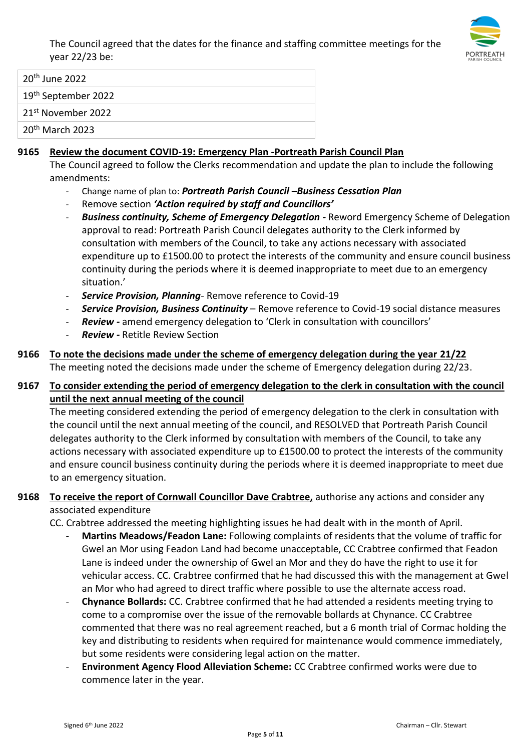The Council agreed that the dates for the finance and staffing committee meetings for the year 22/23 be:

| |
|---|
| 20th June 2022 |
| 19th September 2022 |
| 21st November 2022 |
| 20th March 2023 |

**9165 Review the document COVID-19: Emergency Plan -Portreath Parish Council Plan**

The Council agreed to follow the Clerks recommendation and update the plan to include the following amendments:

- Change name of plan to: ***Portreath Parish Council –Business Cessation Plan***
- Remove section ***'Action required by staff and Councillors'***
- ***Business continuity, Scheme of Emergency Delegation -*** Reword Emergency Scheme of Delegation approval to read: Portreath Parish Council delegates authority to the Clerk informed by consultation with members of the Council, to take any actions necessary with associated expenditure up to £1500.00 to protect the interests of the community and ensure council business continuity during the periods where it is deemed inappropriate to meet due to an emergency situation.'
- ***Service Provision, Planning***- Remove reference to Covid-19
- ***Service Provision, Business Continuity*** – Remove reference to Covid-19 social distance measures
- ***Review -*** amend emergency delegation to 'Clerk in consultation with councillors'
- ***Review -*** Retitle Review Section

**9166 To note the decisions made under the scheme of emergency delegation during the year 21/22**

The meeting noted the decisions made under the scheme of Emergency delegation during 22/23.

**9167 To consider extending the period of emergency delegation to the clerk in consultation with the council until the next annual meeting of the council**

The meeting considered extending the period of emergency delegation to the clerk in consultation with the council until the next annual meeting of the council, and RESOLVED that Portreath Parish Council delegates authority to the Clerk informed by consultation with members of the Council, to take any actions necessary with associated expenditure up to £1500.00 to protect the interests of the community and ensure council business continuity during the periods where it is deemed inappropriate to meet due to an emergency situation.

**9168 To receive the report of Cornwall Councillor Dave Crabtree,** authorise any actions and consider any associated expenditure

CC. Crabtree addressed the meeting highlighting issues he had dealt with in the month of April.

- **Martins Meadows/Feadon Lane:** Following complaints of residents that the volume of traffic for Gwel an Mor using Feadon Land had become unacceptable, CC Crabtree confirmed that Feadon Lane is indeed under the ownership of Gwel an Mor and they do have the right to use it for vehicular access. CC. Crabtree confirmed that he had discussed this with the management at Gwel an Mor who had agreed to direct traffic where possible to use the alternate access road.
- **Chynance Bollards:** CC. Crabtree confirmed that he had attended a residents meeting trying to come to a compromise over the issue of the removable bollards at Chynance. CC Crabtree commented that there was no real agreement reached, but a 6 month trial of Cormac holding the key and distributing to residents when required for maintenance would commence immediately, but some residents were considering legal action on the matter.
- **Environment Agency Flood Alleviation Scheme:** CC Crabtree confirmed works were due to commence later in the year.

Signed 6th June 2022 Chairman – Cllr. Stewart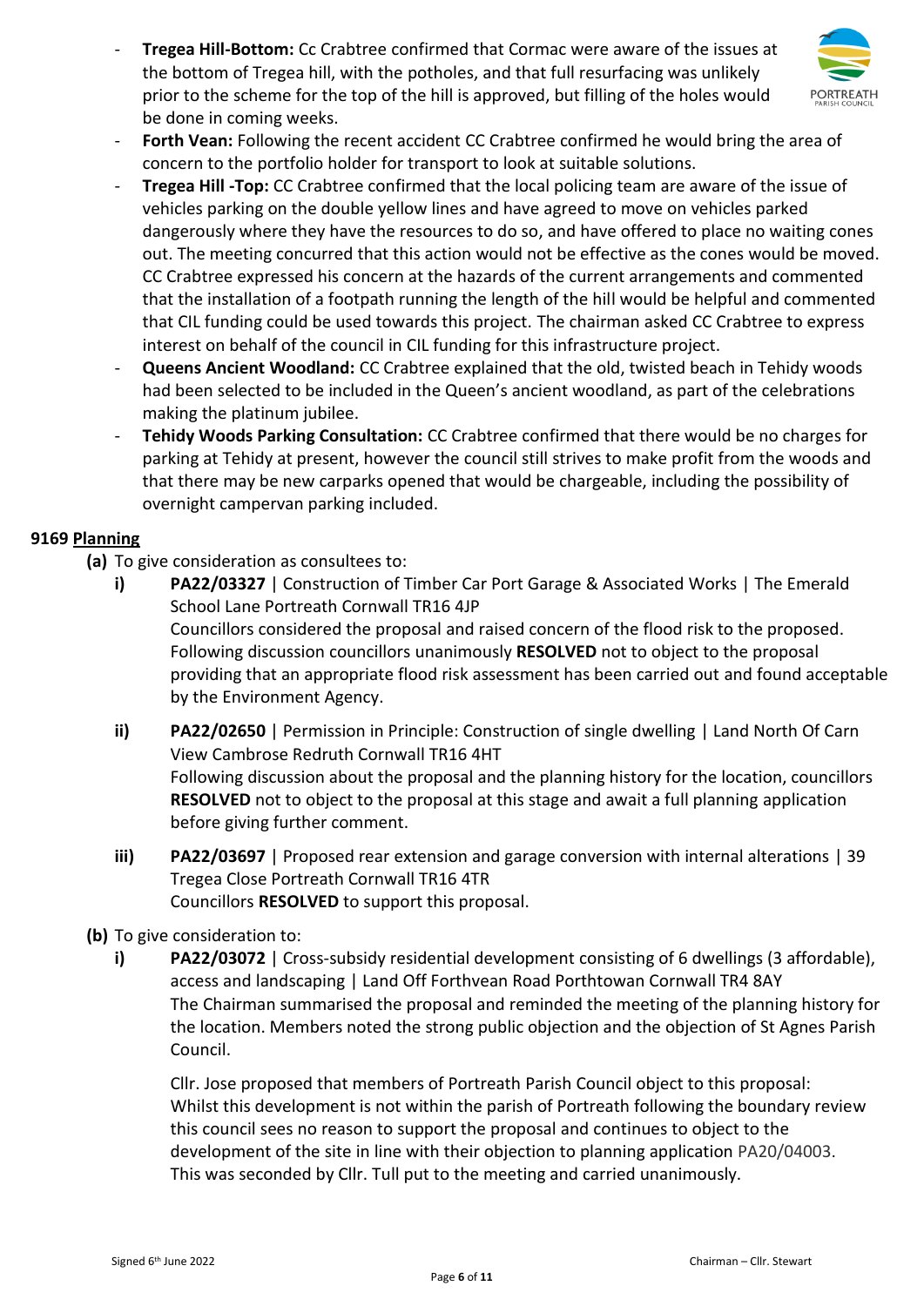- **Tregea Hill-Bottom:** Cc Crabtree confirmed that Cormac were aware of the issues at the bottom of Tregea hill, with the potholes, and that full resurfacing was unlikely prior to the scheme for the top of the hill is approved, but filling of the holes would be done in coming weeks.
- **Forth Vean:** Following the recent accident CC Crabtree confirmed he would bring the area of concern to the portfolio holder for transport to look at suitable solutions.
- **Tregea Hill -Top:** CC Crabtree confirmed that the local policing team are aware of the issue of vehicles parking on the double yellow lines and have agreed to move on vehicles parked dangerously where they have the resources to do so, and have offered to place no waiting cones out. The meeting concurred that this action would not be effective as the cones would be moved. CC Crabtree expressed his concern at the hazards of the current arrangements and commented that the installation of a footpath running the length of the hill would be helpful and commented that CIL funding could be used towards this project. The chairman asked CC Crabtree to express interest on behalf of the council in CIL funding for this infrastructure project.
- **Queens Ancient Woodland:** CC Crabtree explained that the old, twisted beach in Tehidy woods had been selected to be included in the Queen's ancient woodland, as part of the celebrations making the platinum jubilee.
- **Tehidy Woods Parking Consultation:** CC Crabtree confirmed that there would be no charges for parking at Tehidy at present, however the council still strives to make profit from the woods and that there may be new carparks opened that would be chargeable, including the possibility of overnight campervan parking included.

**9169 Planning**

**(a)** To give consideration as consultees to:

**i)** **PA22/03327** | Construction of Timber Car Port Garage & Associated Works | The Emerald School Lane Portreath Cornwall TR16 4JP
Councillors considered the proposal and raised concern of the flood risk to the proposed. Following discussion councillors unanimously **RESOLVED** not to object to the proposal providing that an appropriate flood risk assessment has been carried out and found acceptable by the Environment Agency.

**ii)** **PA22/02650** | Permission in Principle: Construction of single dwelling | Land North Of Carn View Cambrose Redruth Cornwall TR16 4HT
Following discussion about the proposal and the planning history for the location, councillors **RESOLVED** not to object to the proposal at this stage and await a full planning application before giving further comment.

**iii)** **PA22/03697** | Proposed rear extension and garage conversion with internal alterations | 39 Tregea Close Portreath Cornwall TR16 4TR
Councillors **RESOLVED** to support this proposal.

**(b)** To give consideration to:

**i)** **PA22/03072** | Cross-subsidy residential development consisting of 6 dwellings (3 affordable), access and landscaping | Land Off Forthvean Road Porthtowan Cornwall TR4 8AY
The Chairman summarised the proposal and reminded the meeting of the planning history for the location. Members noted the strong public objection and the objection of St Agnes Parish Council.

Cllr. Jose proposed that members of Portreath Parish Council object to this proposal: Whilst this development is not within the parish of Portreath following the boundary review this council sees no reason to support the proposal and continues to object to the development of the site in line with their objection to planning application PA20/04003. This was seconded by Cllr. Tull put to the meeting and carried unanimously.

Signed 6th June 2022 Chairman – Cllr. Stewart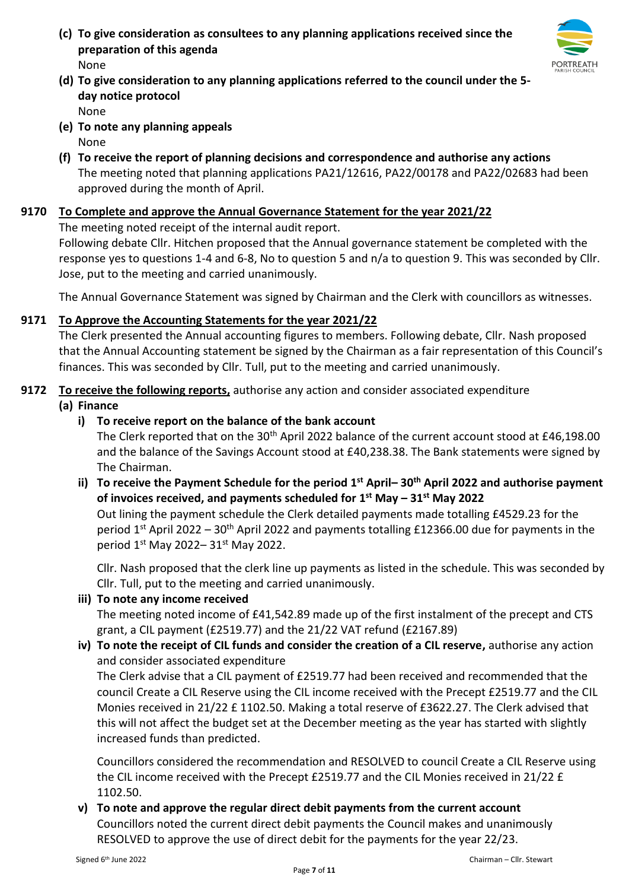**(c) To give consideration as consultees to any planning applications received since the preparation of this agenda**

None

**(d) To give consideration to any planning applications referred to the council under the 5-day notice protocol**

None

**(e) To note any planning appeals**

None

**(f) To receive the report of planning decisions and correspondence and authorise any actions**

The meeting noted that planning applications PA21/12616, PA22/00178 and PA22/02683 had been approved during the month of April.

**9170 To Complete and approve the Annual Governance Statement for the year 2021/22**

The meeting noted receipt of the internal audit report.

Following debate Cllr. Hitchen proposed that the Annual governance statement be completed with the response yes to questions 1-4 and 6-8, No to question 5 and n/a to question 9. This was seconded by Cllr. Jose, put to the meeting and carried unanimously.

The Annual Governance Statement was signed by Chairman and the Clerk with councillors as witnesses.

**9171 To Approve the Accounting Statements for the year 2021/22**

The Clerk presented the Annual accounting figures to members. Following debate, Cllr. Nash proposed that the Annual Accounting statement be signed by the Chairman as a fair representation of this Council's finances. This was seconded by Cllr. Tull, put to the meeting and carried unanimously.

**9172 To receive the following reports,** authorise any action and consider associated expenditure

**(a) Finance**

**i) To receive report on the balance of the bank account**

The Clerk reported that on the 30th April 2022 balance of the current account stood at £46,198.00 and the balance of the Savings Account stood at £40,238.38. The Bank statements were signed by The Chairman.

**ii) To receive the Payment Schedule for the period 1st April– 30th April 2022 and authorise payment of invoices received, and payments scheduled for 1st May – 31st May 2022**

Out lining the payment schedule the Clerk detailed payments made totalling £4529.23 for the period 1st April 2022 – 30th April 2022 and payments totalling £12366.00 due for payments in the period 1st May 2022– 31st May 2022.

Cllr. Nash proposed that the clerk line up payments as listed in the schedule. This was seconded by Cllr. Tull, put to the meeting and carried unanimously.

**iii) To note any income received**

The meeting noted income of £41,542.89 made up of the first instalment of the precept and CTS grant, a CIL payment (£2519.77) and the 21/22 VAT refund (£2167.89)

**iv) To note the receipt of CIL funds and consider the creation of a CIL reserve,** authorise any action and consider associated expenditure

The Clerk advise that a CIL payment of £2519.77 had been received and recommended that the council Create a CIL Reserve using the CIL income received with the Precept £2519.77 and the CIL Monies received in 21/22 £ 1102.50. Making a total reserve of £3622.27. The Clerk advised that this will not affect the budget set at the December meeting as the year has started with slightly increased funds than predicted.

Councillors considered the recommendation and RESOLVED to council Create a CIL Reserve using the CIL income received with the Precept £2519.77 and the CIL Monies received in 21/22 £ 1102.50.

**v) To note and approve the regular direct debit payments from the current account**

Councillors noted the current direct debit payments the Council makes and unanimously RESOLVED to approve the use of direct debit for the payments for the year 22/23.

Signed 6th June 2022 Chairman – Cllr. Stewart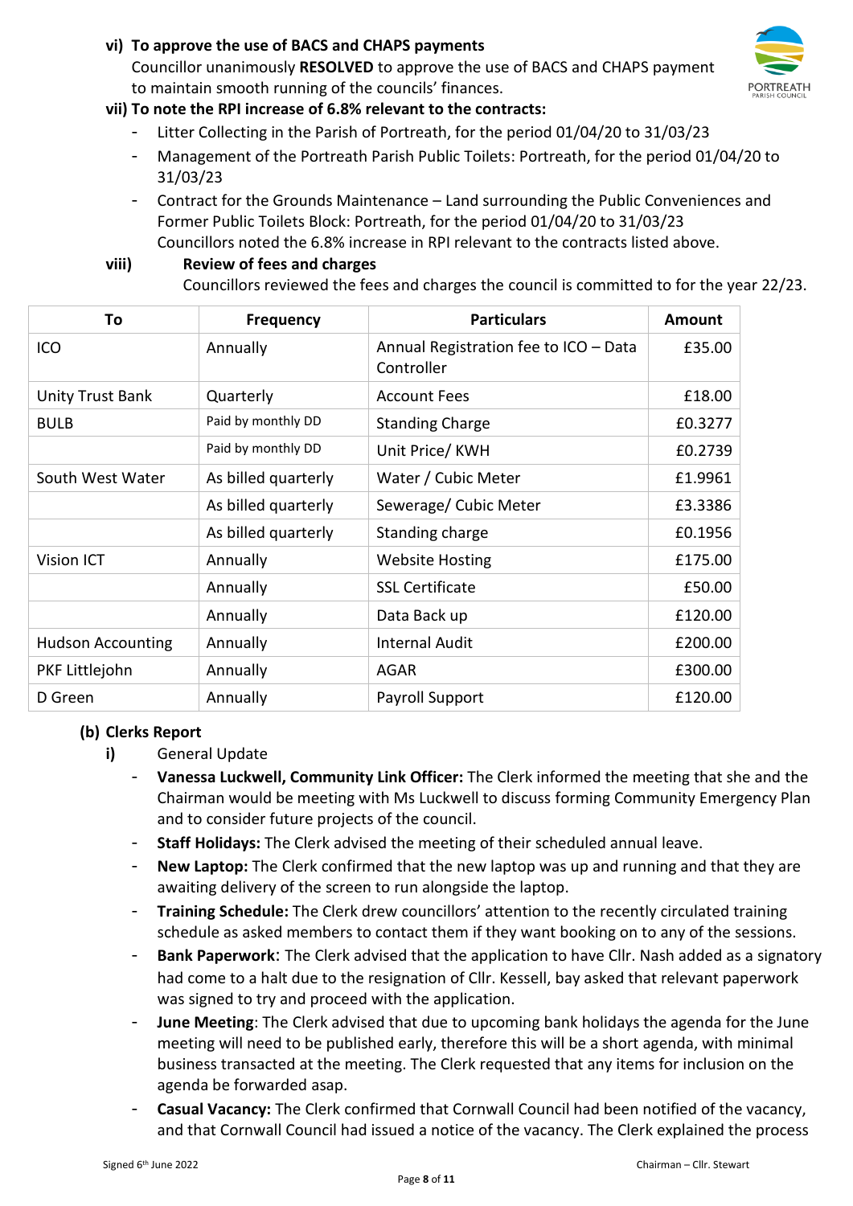**vi) To approve the use of BACS and CHAPS payments**

Councillor unanimously **RESOLVED** to approve the use of BACS and CHAPS payment to maintain smooth running of the councils' finances.

**vii) To note the RPI increase of 6.8% relevant to the contracts:**

- Litter Collecting in the Parish of Portreath, for the period 01/04/20 to 31/03/23
- Management of the Portreath Parish Public Toilets: Portreath, for the period 01/04/20 to 31/03/23
- Contract for the Grounds Maintenance – Land surrounding the Public Conveniences and Former Public Toilets Block: Portreath, for the period 01/04/20 to 31/03/23

Councillors noted the 6.8% increase in RPI relevant to the contracts listed above.

**viii) Review of fees and charges**

Councillors reviewed the fees and charges the council is committed to for the year 22/23.

| To | Frequency | Particulars | Amount |
|---|---|---|---|
| ICO | Annually | Annual Registration fee to ICO – Data Controller | £35.00 |
| Unity Trust Bank | Quarterly | Account Fees | £18.00 |
| BULB | Paid by monthly DD | Standing Charge | £0.3277 |
| | Paid by monthly DD | Unit Price/ KWH | £0.2739 |
| South West Water | As billed quarterly | Water / Cubic Meter | £1.9961 |
| | As billed quarterly | Sewerage/ Cubic Meter | £3.3386 |
| | As billed quarterly | Standing charge | £0.1956 |
| Vision ICT | Annually | Website Hosting | £175.00 |
| | Annually | SSL Certificate | £50.00 |
| | Annually | Data Back up | £120.00 |
| Hudson Accounting | Annually | Internal Audit | £200.00 |
| PKF Littlejohn | Annually | AGAR | £300.00 |
| D Green | Annually | Payroll Support | £120.00 |

**(b) Clerks Report**

**i)** General Update

- **Vanessa Luckwell, Community Link Officer:** The Clerk informed the meeting that she and the Chairman would be meeting with Ms Luckwell to discuss forming Community Emergency Plan and to consider future projects of the council.
- **Staff Holidays:** The Clerk advised the meeting of their scheduled annual leave.
- **New Laptop:** The Clerk confirmed that the new laptop was up and running and that they are awaiting delivery of the screen to run alongside the laptop.
- **Training Schedule:** The Clerk drew councillors' attention to the recently circulated training schedule as asked members to contact them if they want booking on to any of the sessions.
- **Bank Paperwork**: The Clerk advised that the application to have Cllr. Nash added as a signatory had come to a halt due to the resignation of Cllr. Kessell, bay asked that relevant paperwork was signed to try and proceed with the application.
- **June Meeting**: The Clerk advised that due to upcoming bank holidays the agenda for the June meeting will need to be published early, therefore this will be a short agenda, with minimal business transacted at the meeting. The Clerk requested that any items for inclusion on the agenda be forwarded asap.
- **Casual Vacancy:** The Clerk confirmed that Cornwall Council had been notified of the vacancy, and that Cornwall Council had issued a notice of the vacancy. The Clerk explained the process

Signed 6th June 2022 Chairman – Cllr. Stewart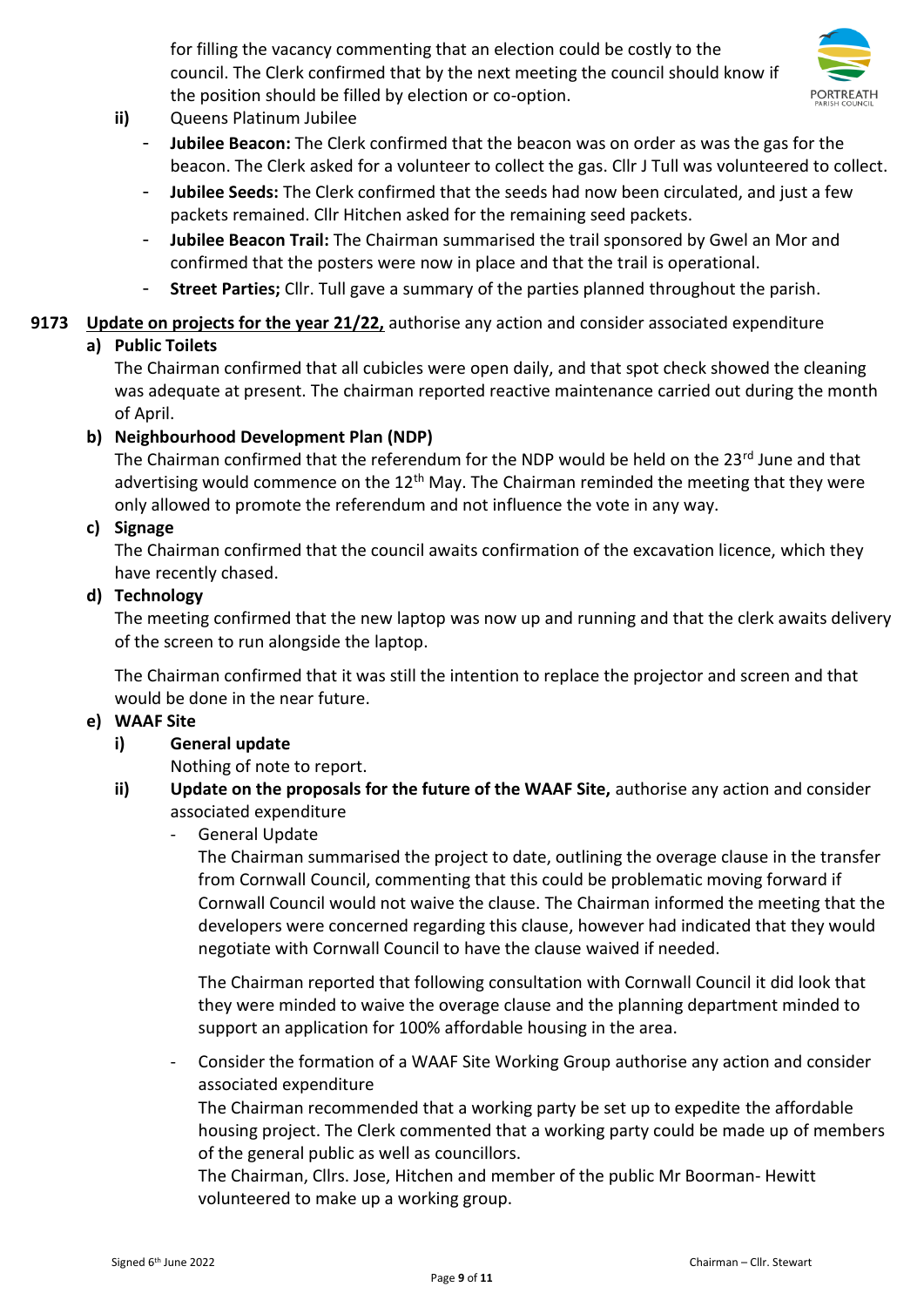for filling the vacancy commenting that an election could be costly to the council. The Clerk confirmed that by the next meeting the council should know if the position should be filled by election or co-option.

**ii)** Queens Platinum Jubilee

- **Jubilee Beacon:** The Clerk confirmed that the beacon was on order as was the gas for the beacon. The Clerk asked for a volunteer to collect the gas. Cllr J Tull was volunteered to collect.
- **Jubilee Seeds:** The Clerk confirmed that the seeds had now been circulated, and just a few packets remained. Cllr Hitchen asked for the remaining seed packets.
- **Jubilee Beacon Trail:** The Chairman summarised the trail sponsored by Gwel an Mor and confirmed that the posters were now in place and that the trail is operational.
- **Street Parties;** Cllr. Tull gave a summary of the parties planned throughout the parish.

**9173** **<u>Update on projects for the year 21/22,</u>** authorise any action and consider associated expenditure

**a) Public Toilets**

The Chairman confirmed that all cubicles were open daily, and that spot check showed the cleaning was adequate at present. The chairman reported reactive maintenance carried out during the month of April.

**b) Neighbourhood Development Plan (NDP)**

The Chairman confirmed that the referendum for the NDP would be held on the 23rd June and that advertising would commence on the 12th May. The Chairman reminded the meeting that they were only allowed to promote the referendum and not influence the vote in any way.

**c) Signage**

The Chairman confirmed that the council awaits confirmation of the excavation licence, which they have recently chased.

**d) Technology**

The meeting confirmed that the new laptop was now up and running and that the clerk awaits delivery of the screen to run alongside the laptop.

The Chairman confirmed that it was still the intention to replace the projector and screen and that would be done in the near future.

**e) WAAF Site**

**i) General update**

Nothing of note to report.

**ii) Update on the proposals for the future of the WAAF Site,** authorise any action and consider associated expenditure

- General Update

  The Chairman summarised the project to date, outlining the overage clause in the transfer from Cornwall Council, commenting that this could be problematic moving forward if Cornwall Council would not waive the clause. The Chairman informed the meeting that the developers were concerned regarding this clause, however had indicated that they would negotiate with Cornwall Council to have the clause waived if needed.

  The Chairman reported that following consultation with Cornwall Council it did look that they were minded to waive the overage clause and the planning department minded to support an application for 100% affordable housing in the area.

- Consider the formation of a WAAF Site Working Group authorise any action and consider associated expenditure

  The Chairman recommended that a working party be set up to expedite the affordable housing project. The Clerk commented that a working party could be made up of members of the general public as well as councillors.

  The Chairman, Cllrs. Jose, Hitchen and member of the public Mr Boorman- Hewitt volunteered to make up a working group.

Signed 6th June 2022 Chairman – Cllr. Stewart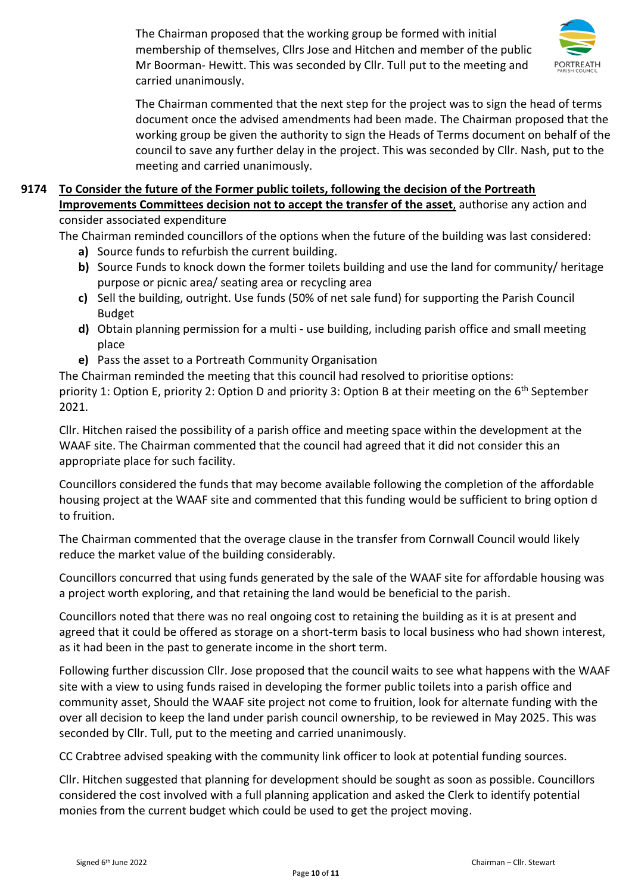The Chairman proposed that the working group be formed with initial membership of themselves, Cllrs Jose and Hitchen and member of the public Mr Boorman- Hewitt. This was seconded by Cllr. Tull put to the meeting and carried unanimously.

The Chairman commented that the next step for the project was to sign the head of terms document once the advised amendments had been made. The Chairman proposed that the working group be given the authority to sign the Heads of Terms document on behalf of the council to save any further delay in the project. This was seconded by Cllr. Nash, put to the meeting and carried unanimously.

**9174** **<u>To Consider the future of the Former public toilets, following the decision of the Portreath Improvements Committees decision not to accept the transfer of the asset</u>**, authorise any action and consider associated expenditure

The Chairman reminded councillors of the options when the future of the building was last considered:

- **a)** Source funds to refurbish the current building.
- **b)** Source Funds to knock down the former toilets building and use the land for community/ heritage purpose or picnic area/ seating area or recycling area
- **c)** Sell the building, outright. Use funds (50% of net sale fund) for supporting the Parish Council Budget
- **d)** Obtain planning permission for a multi - use building, including parish office and small meeting place
- **e)** Pass the asset to a Portreath Community Organisation

The Chairman reminded the meeting that this council had resolved to prioritise options: priority 1: Option E, priority 2: Option D and priority 3: Option B at their meeting on the 6th September 2021.

Cllr. Hitchen raised the possibility of a parish office and meeting space within the development at the WAAF site. The Chairman commented that the council had agreed that it did not consider this an appropriate place for such facility.

Councillors considered the funds that may become available following the completion of the affordable housing project at the WAAF site and commented that this funding would be sufficient to bring option d to fruition.

The Chairman commented that the overage clause in the transfer from Cornwall Council would likely reduce the market value of the building considerably.

Councillors concurred that using funds generated by the sale of the WAAF site for affordable housing was a project worth exploring, and that retaining the land would be beneficial to the parish.

Councillors noted that there was no real ongoing cost to retaining the building as it is at present and agreed that it could be offered as storage on a short-term basis to local business who had shown interest, as it had been in the past to generate income in the short term.

Following further discussion Cllr. Jose proposed that the council waits to see what happens with the WAAF site with a view to using funds raised in developing the former public toilets into a parish office and community asset, Should the WAAF site project not come to fruition, look for alternate funding with the over all decision to keep the land under parish council ownership, to be reviewed in May 2025. This was seconded by Cllr. Tull, put to the meeting and carried unanimously.

CC Crabtree advised speaking with the community link officer to look at potential funding sources.

Cllr. Hitchen suggested that planning for development should be sought as soon as possible. Councillors considered the cost involved with a full planning application and asked the Clerk to identify potential monies from the current budget which could be used to get the project moving.

Signed 6th June 2022 Chairman – Cllr. Stewart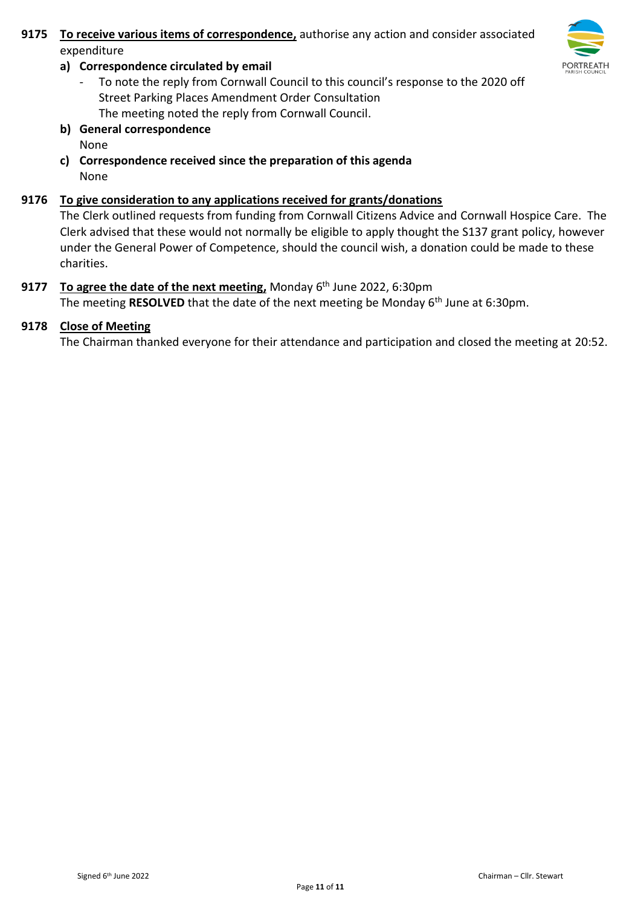**9175** <u>**To receive various items of correspondence,**</u> authorise any action and consider associated expenditure

**a) Correspondence circulated by email**

- To note the reply from Cornwall Council to this council's response to the 2020 off Street Parking Places Amendment Order Consultation
  The meeting noted the reply from Cornwall Council.

**b) General correspondence**
None

**c) Correspondence received since the preparation of this agenda**
None

**9176** <u>**To give consideration to any applications received for grants/donations**</u>

The Clerk outlined requests from funding from Cornwall Citizens Advice and Cornwall Hospice Care. The Clerk advised that these would not normally be eligible to apply thought the S137 grant policy, however under the General Power of Competence, should the council wish, a donation could be made to these charities.

**9177** <u>**To agree the date of the next meeting,**</u> Monday 6th June 2022, 6:30pm

The meeting **RESOLVED** that the date of the next meeting be Monday 6th June at 6:30pm.

**9178** <u>**Close of Meeting**</u>

The Chairman thanked everyone for their attendance and participation and closed the meeting at 20:52.

Signed 6th June 2022 Chairman – Cllr. Stewart